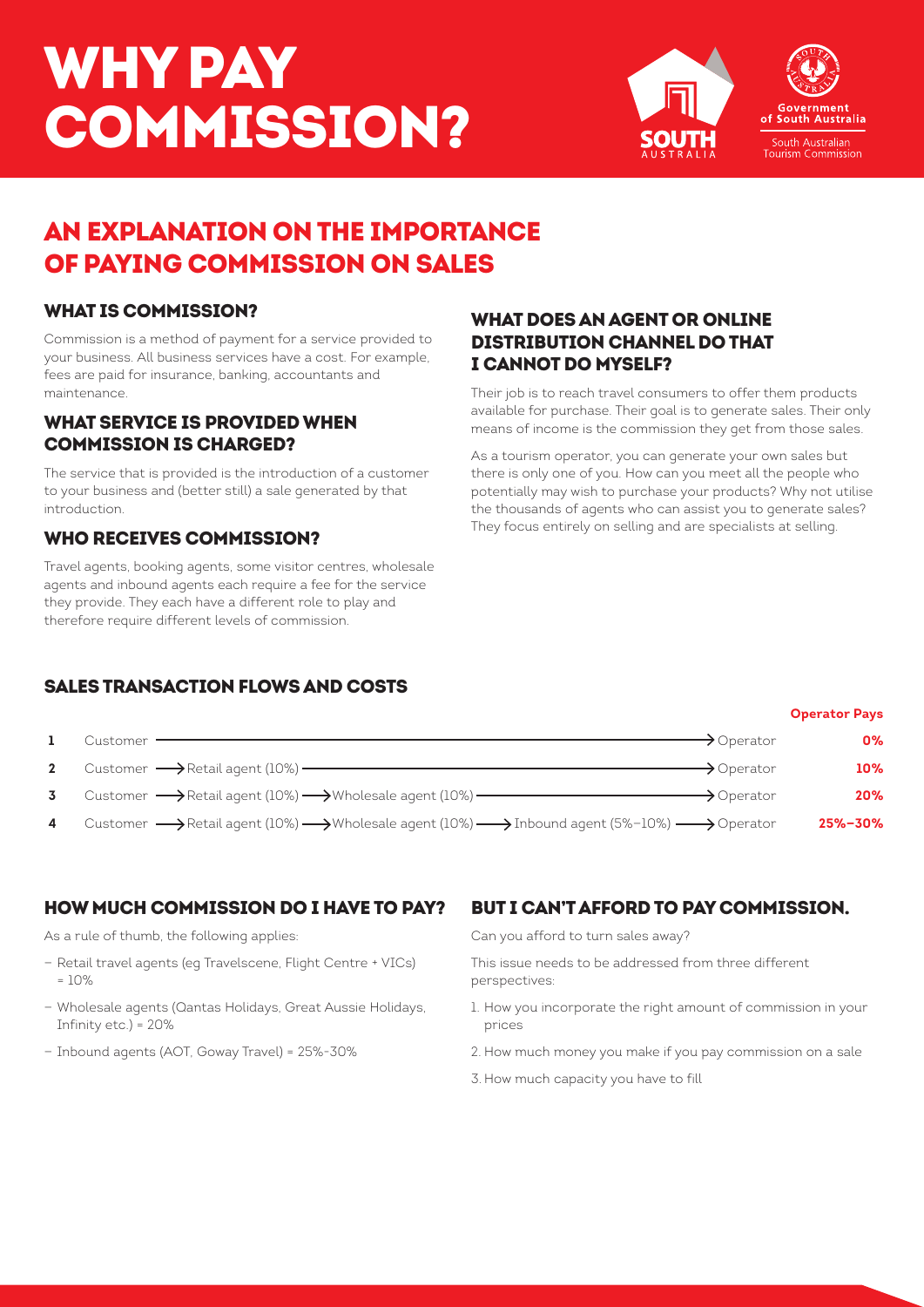# WHY PAY COMMISSION?

Government of South Australia
South Australian Tourism Commission

## AN EXPLANATION ON THE IMPORTANCE OF PAYING COMMISSION ON SALES

### WHAT IS COMMISSION?

Commission is a method of payment for a service provided to your business. All business services have a cost. For example, fees are paid for insurance, banking, accountants and maintenance.

### WHAT SERVICE IS PROVIDED WHEN COMMISSION IS CHARGED?

The service that is provided is the introduction of a customer to your business and (better still) a sale generated by that introduction.

### WHO RECEIVES COMMISSION?

Travel agents, booking agents, some visitor centres, wholesale agents and inbound agents each require a fee for the service they provide. They each have a different role to play and therefore require different levels of commission.

### WHAT DOES AN AGENT OR ONLINE DISTRIBUTION CHANNEL DO THAT I CANNOT DO MYSELF?

Their job is to reach travel consumers to offer them products available for purchase. Their goal is to generate sales. Their only means of income is the commission they get from those sales.

As a tourism operator, you can generate your own sales but there is only one of you. How can you meet all the people who potentially may wish to purchase your products? Why not utilise the thousands of agents who can assist you to generate sales? They focus entirely on selling and are specialists at selling.

### SALES TRANSACTION FLOWS AND COSTS

| | Flow | Operator Pays |
|---|---|---|
| 1 | Customer → Operator | 0% |
| 2 | Customer → Retail agent (10%) → Operator | 10% |
| 3 | Customer → Retail agent (10%) → Wholesale agent (10%) → Operator | 20% |
| 4 | Customer → Retail agent (10%) → Wholesale agent (10%) → Inbound agent (5%–10%) → Operator | 25%–30% |

### HOW MUCH COMMISSION DO I HAVE TO PAY?

As a rule of thumb, the following applies:

- Retail travel agents (eg Travelscene, Flight Centre + VICs) = 10%
- Wholesale agents (Qantas Holidays, Great Aussie Holidays, Infinity etc.) = 20%
- Inbound agents (AOT, Goway Travel) = 25%-30%

### BUT I CAN'T AFFORD TO PAY COMMISSION.

Can you afford to turn sales away?

This issue needs to be addressed from three different perspectives:

1. How you incorporate the right amount of commission in your prices
2. How much money you make if you pay commission on a sale
3. How much capacity you have to fill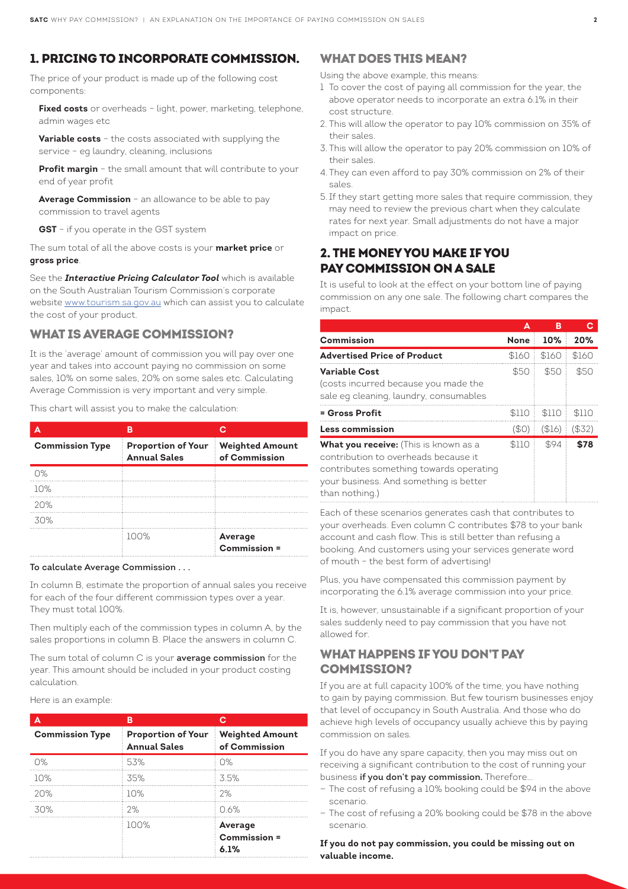## 1. PRICING TO INCORPORATE COMMISSION.

The price of your product is made up of the following cost components:

**Fixed costs** or overheads – light, power, marketing, telephone, admin wages etc

**Variable costs** – the costs associated with supplying the service – eg laundry, cleaning, inclusions

**Profit margin** – the small amount that will contribute to your end of year profit

**Average Commission** – an allowance to be able to pay commission to travel agents

**GST** – if you operate in the GST system

The sum total of all the above costs is your **market price** or **gross price**.

See the ***Interactive Pricing Calculator Tool*** which is available on the South Australian Tourism Commission's corporate website www.tourism.sa.gov.au which can assist you to calculate the cost of your product.

## WHAT IS AVERAGE COMMISSION?

It is the 'average' amount of commission you will pay over one year and takes into account paying no commission on some sales, 10% on some sales, 20% on some sales etc. Calculating Average Commission is very important and very simple.

This chart will assist you to make the calculation:

| A | B | C |
|---|---|---|
| **Commission Type** | **Proportion of Your Annual Sales** | **Weighted Amount of Commission** |
| 0% | | |
| 10% | | |
| 20% | | |
| 30% | | |
| | 100% | **Average Commission =** |

**To calculate Average Commission . . .**

In column B, estimate the proportion of annual sales you receive for each of the four different commission types over a year. They must total 100%.

Then multiply each of the commission types in column A, by the sales proportions in column B. Place the answers in column C.

The sum total of column C is your **average commission** for the year. This amount should be included in your product costing calculation.

Here is an example:

| A | B | C |
|---|---|---|
| **Commission Type** | **Proportion of Your Annual Sales** | **Weighted Amount of Commission** |
| 0% | 53% | 0% |
| 10% | 35% | 3.5% |
| 20% | 10% | 2% |
| 30% | 2% | 0.6% |
| | 100% | **Average Commission = 6.1%** |

## WHAT DOES THIS MEAN?

Using the above example, this means:

1. To cover the cost of paying all commission for the year, the above operator needs to incorporate an extra 6.1% in their cost structure.
2. This will allow the operator to pay 10% commission on 35% of their sales.
3. This will allow the operator to pay 20% commission on 10% of their sales.
4. They can even afford to pay 30% commission on 2% of their sales.
5. If they start getting more sales that require commission, they may need to review the previous chart when they calculate rates for next year. Small adjustments do not have a major impact on price.

## 2. THE MONEY YOU MAKE IF YOU PAY COMMISSION ON A SALE

It is useful to look at the effect on your bottom line of paying commission on any one sale. The following chart compares the impact.

| | A | B | C |
|---|---|---|---|
| **Commission** | **None** | **10%** | **20%** |
| **Advertised Price of Product** | $160 | $160 | $160 |
| **Variable Cost** (costs incurred because you made the sale eg cleaning, laundry, consumables | $50 | $50 | $50 |
| **= Gross Profit** | $110 | $110 | $110 |
| **Less commission** | ($0) | ($16) | ($32) |
| **What you receive:** (This is known as a contribution to overheads because it contributes something towards operating your business. And something is better than nothing.) | $110 | $94 | **$78** |

Each of these scenarios generates cash that contributes to your overheads. Even column C contributes $78 to your bank account and cash flow. This is still better than refusing a booking. And customers using your services generate word of mouth – the best form of advertising!

Plus, you have compensated this commission payment by incorporating the 6.1% average commission into your price.

It is, however, unsustainable if a significant proportion of your sales suddenly need to pay commission that you have not allowed for.

## WHAT HAPPENS IF YOU DON'T PAY COMMISSION?

If you are at full capacity 100% of the time, you have nothing to gain by paying commission. But few tourism businesses enjoy that level of occupancy in South Australia. And those who do achieve high levels of occupancy usually achieve this by paying commission on sales.

If you do have any spare capacity, then you may miss out on receiving a significant contribution to the cost of running your business **if you don't pay commission.** Therefore...

- The cost of refusing a 10% booking could be $94 in the above scenario.
- The cost of refusing a 20% booking could be $78 in the above scenario.

**If you do not pay commission, you could be missing out on valuable income.**